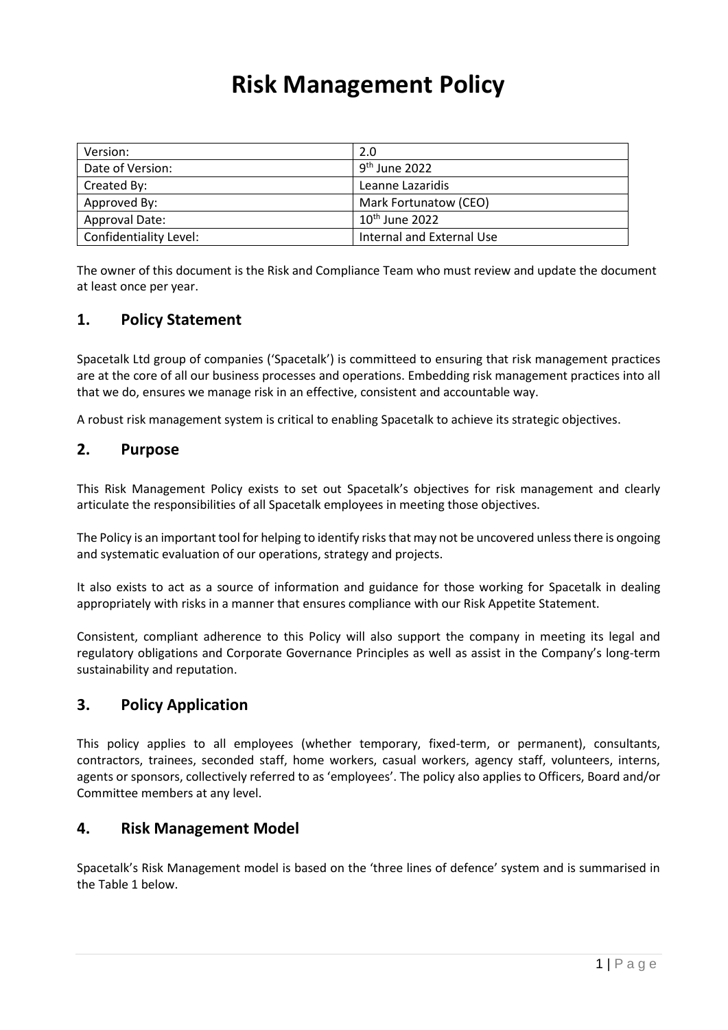# Risk Management Policy

| Version: | 2.0 |
|---|---|
| Date of Version: | 9th June 2022 |
| Created By: | Leanne Lazaridis |
| Approved By: | Mark Fortunatow (CEO) |
| Approval Date: | 10th June 2022 |
| Confidentiality Level: | Internal and External Use |

The owner of this document is the Risk and Compliance Team who must review and update the document at least once per year.

## 1. Policy Statement

Spacetalk Ltd group of companies ('Spacetalk') is committeed to ensuring that risk management practices are at the core of all our business processes and operations. Embedding risk management practices into all that we do, ensures we manage risk in an effective, consistent and accountable way.

A robust risk management system is critical to enabling Spacetalk to achieve its strategic objectives.

## 2. Purpose

This Risk Management Policy exists to set out Spacetalk's objectives for risk management and clearly articulate the responsibilities of all Spacetalk employees in meeting those objectives.

The Policy is an important tool for helping to identify risks that may not be uncovered unless there is ongoing and systematic evaluation of our operations, strategy and projects.

It also exists to act as a source of information and guidance for those working for Spacetalk in dealing appropriately with risks in a manner that ensures compliance with our Risk Appetite Statement.

Consistent, compliant adherence to this Policy will also support the company in meeting its legal and regulatory obligations and Corporate Governance Principles as well as assist in the Company's long-term sustainability and reputation.

## 3. Policy Application

This policy applies to all employees (whether temporary, fixed-term, or permanent), consultants, contractors, trainees, seconded staff, home workers, casual workers, agency staff, volunteers, interns, agents or sponsors, collectively referred to as 'employees'. The policy also applies to Officers, Board and/or Committee members at any level.

## 4. Risk Management Model

Spacetalk's Risk Management model is based on the 'three lines of defence' system and is summarised in the Table 1 below.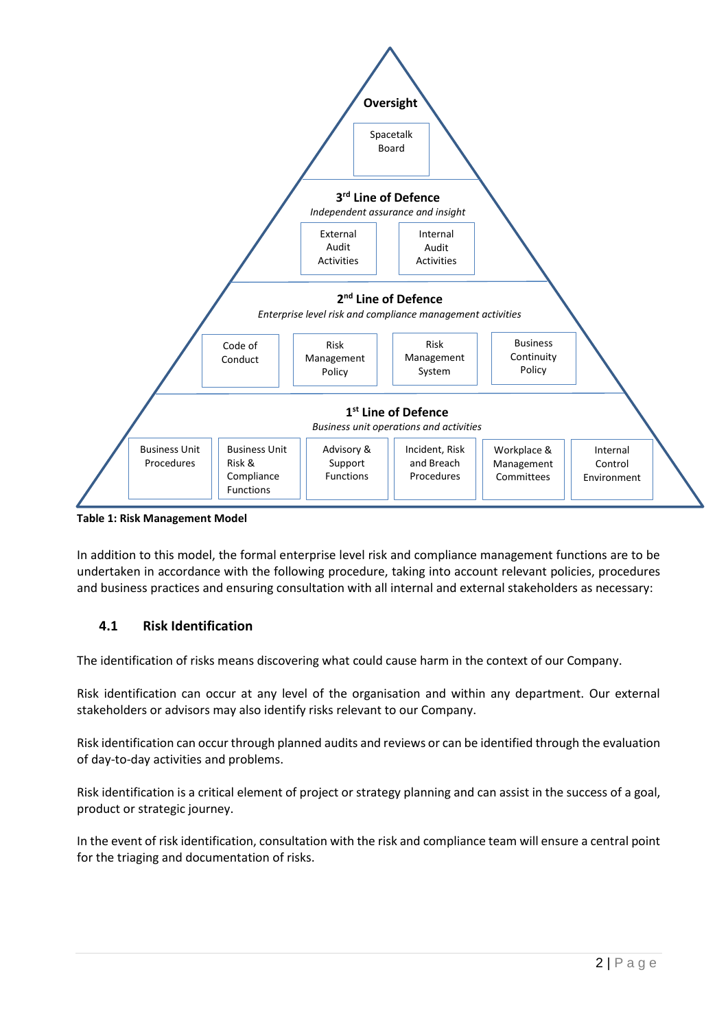**Oversight**

Spacetalk Board

**3rd Line of Defence**

*Independent assurance and insight*

- External Audit Activities
- Internal Audit Activities

**2nd Line of Defence**

*Enterprise level risk and compliance management activities*

- Code of Conduct
- Risk Management Policy
- Risk Management System
- Business Continuity Policy

**1st Line of Defence**

*Business unit operations and activities*

- Business Unit Procedures
- Business Unit Risk & Compliance Functions
- Advisory & Support Functions
- Incident, Risk and Breach Procedures
- Workplace & Management Committees
- Internal Control Environment

**Table 1: Risk Management Model**

In addition to this model, the formal enterprise level risk and compliance management functions are to be undertaken in accordance with the following procedure, taking into account relevant policies, procedures and business practices and ensuring consultation with all internal and external stakeholders as necessary:

## 4.1 Risk Identification

The identification of risks means discovering what could cause harm in the context of our Company.

Risk identification can occur at any level of the organisation and within any department. Our external stakeholders or advisors may also identify risks relevant to our Company.

Risk identification can occur through planned audits and reviews or can be identified through the evaluation of day-to-day activities and problems.

Risk identification is a critical element of project or strategy planning and can assist in the success of a goal, product or strategic journey.

In the event of risk identification, consultation with the risk and compliance team will ensure a central point for the triaging and documentation of risks.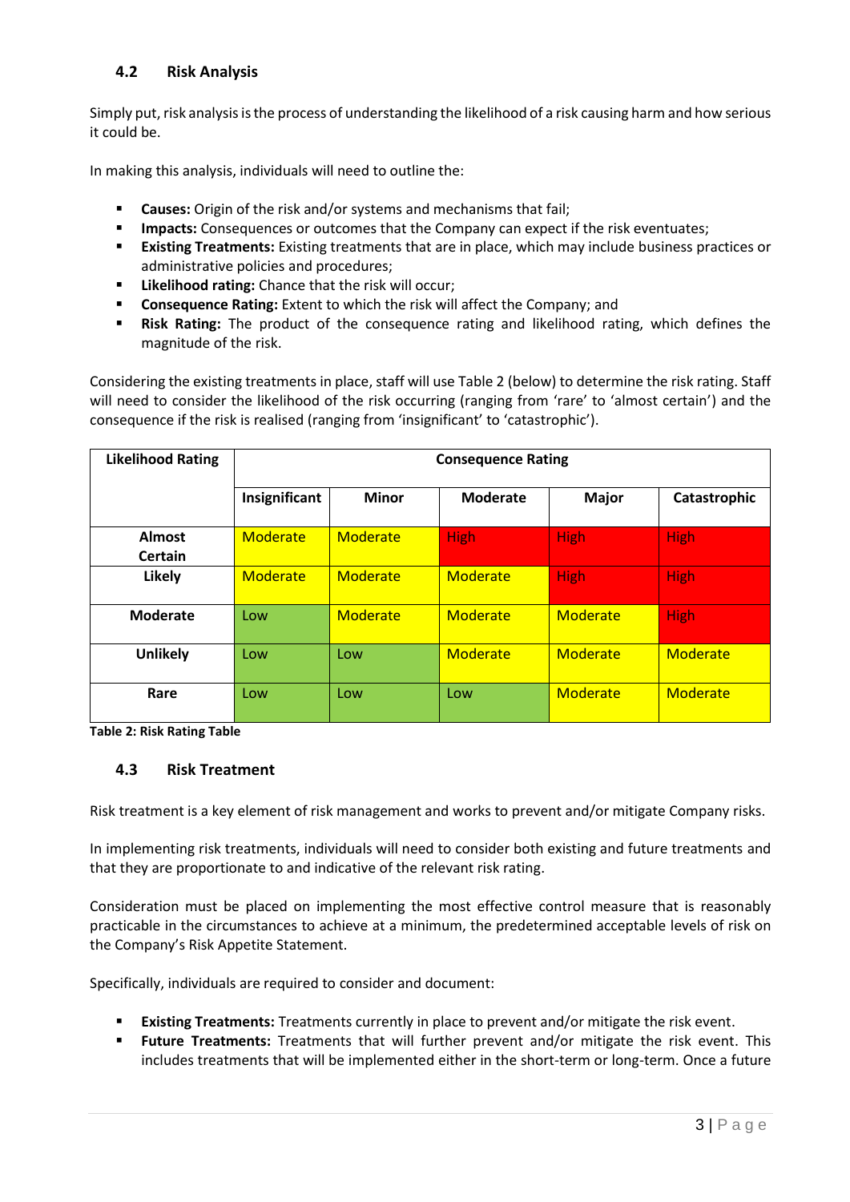### 4.2 Risk Analysis

Simply put, risk analysis is the process of understanding the likelihood of a risk causing harm and how serious it could be.

In making this analysis, individuals will need to outline the:

- **Causes:** Origin of the risk and/or systems and mechanisms that fail;
- **Impacts:** Consequences or outcomes that the Company can expect if the risk eventuates;
- **Existing Treatments:** Existing treatments that are in place, which may include business practices or administrative policies and procedures;
- **Likelihood rating:** Chance that the risk will occur;
- **Consequence Rating:** Extent to which the risk will affect the Company; and
- **Risk Rating:** The product of the consequence rating and likelihood rating, which defines the magnitude of the risk.

Considering the existing treatments in place, staff will use Table 2 (below) to determine the risk rating. Staff will need to consider the likelihood of the risk occurring (ranging from 'rare' to 'almost certain') and the consequence if the risk is realised (ranging from 'insignificant' to 'catastrophic').

| Likelihood Rating | Consequence Rating | | | | |
|---|---|---|---|---|---|
| | **Insignificant** | **Minor** | **Moderate** | **Major** | **Catastrophic** |
| **Almost Certain** | Moderate | Moderate | High | High | High |
| **Likely** | Moderate | Moderate | Moderate | High | High |
| **Moderate** | Low | Moderate | Moderate | Moderate | High |
| **Unlikely** | Low | Low | Moderate | Moderate | Moderate |
| **Rare** | Low | Low | Low | Moderate | Moderate |

**Table 2: Risk Rating Table**

### 4.3 Risk Treatment

Risk treatment is a key element of risk management and works to prevent and/or mitigate Company risks.

In implementing risk treatments, individuals will need to consider both existing and future treatments and that they are proportionate to and indicative of the relevant risk rating.

Consideration must be placed on implementing the most effective control measure that is reasonably practicable in the circumstances to achieve at a minimum, the predetermined acceptable levels of risk on the Company's Risk Appetite Statement.

Specifically, individuals are required to consider and document:

- **Existing Treatments:** Treatments currently in place to prevent and/or mitigate the risk event.
- **Future Treatments:** Treatments that will further prevent and/or mitigate the risk event. This includes treatments that will be implemented either in the short-term or long-term. Once a future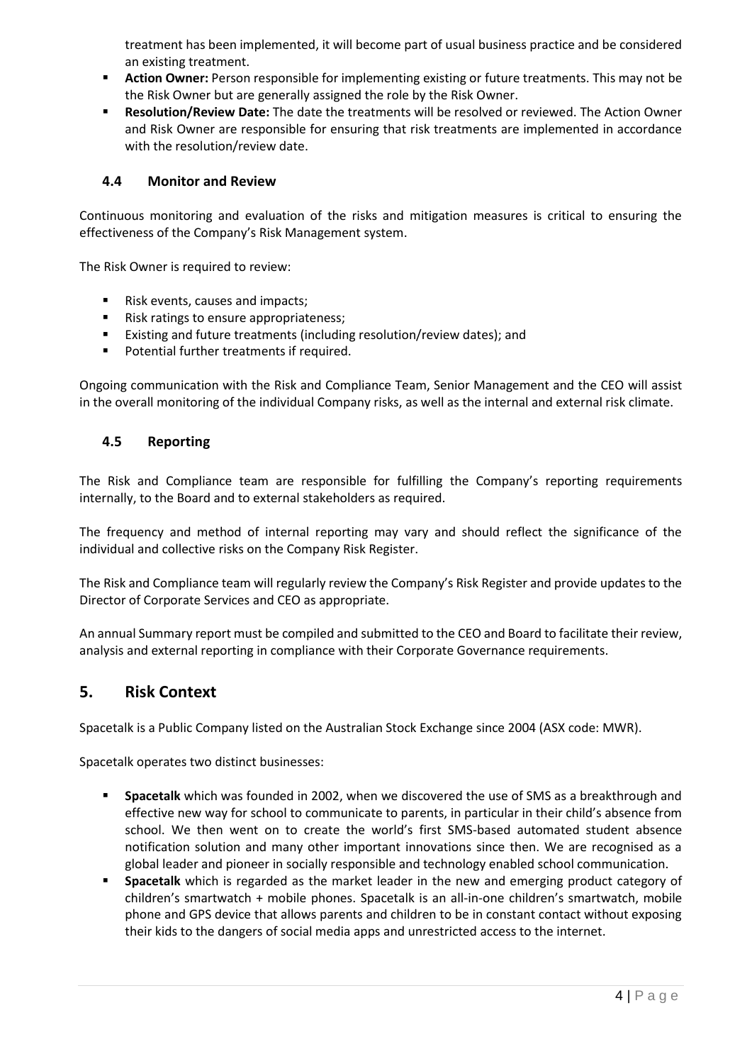treatment has been implemented, it will become part of usual business practice and be considered an existing treatment.

- **Action Owner:** Person responsible for implementing existing or future treatments. This may not be the Risk Owner but are generally assigned the role by the Risk Owner.
- **Resolution/Review Date:** The date the treatments will be resolved or reviewed. The Action Owner and Risk Owner are responsible for ensuring that risk treatments are implemented in accordance with the resolution/review date.

### 4.4 Monitor and Review

Continuous monitoring and evaluation of the risks and mitigation measures is critical to ensuring the effectiveness of the Company's Risk Management system.

The Risk Owner is required to review:

- Risk events, causes and impacts;
- Risk ratings to ensure appropriateness;
- Existing and future treatments (including resolution/review dates); and
- Potential further treatments if required.

Ongoing communication with the Risk and Compliance Team, Senior Management and the CEO will assist in the overall monitoring of the individual Company risks, as well as the internal and external risk climate.

### 4.5 Reporting

The Risk and Compliance team are responsible for fulfilling the Company's reporting requirements internally, to the Board and to external stakeholders as required.

The frequency and method of internal reporting may vary and should reflect the significance of the individual and collective risks on the Company Risk Register.

The Risk and Compliance team will regularly review the Company's Risk Register and provide updates to the Director of Corporate Services and CEO as appropriate.

An annual Summary report must be compiled and submitted to the CEO and Board to facilitate their review, analysis and external reporting in compliance with their Corporate Governance requirements.

## 5. Risk Context

Spacetalk is a Public Company listed on the Australian Stock Exchange since 2004 (ASX code: MWR).

Spacetalk operates two distinct businesses:

- **Spacetalk** which was founded in 2002, when we discovered the use of SMS as a breakthrough and effective new way for school to communicate to parents, in particular in their child's absence from school. We then went on to create the world's first SMS-based automated student absence notification solution and many other important innovations since then. We are recognised as a global leader and pioneer in socially responsible and technology enabled school communication.
- **Spacetalk** which is regarded as the market leader in the new and emerging product category of children's smartwatch + mobile phones. Spacetalk is an all-in-one children's smartwatch, mobile phone and GPS device that allows parents and children to be in constant contact without exposing their kids to the dangers of social media apps and unrestricted access to the internet.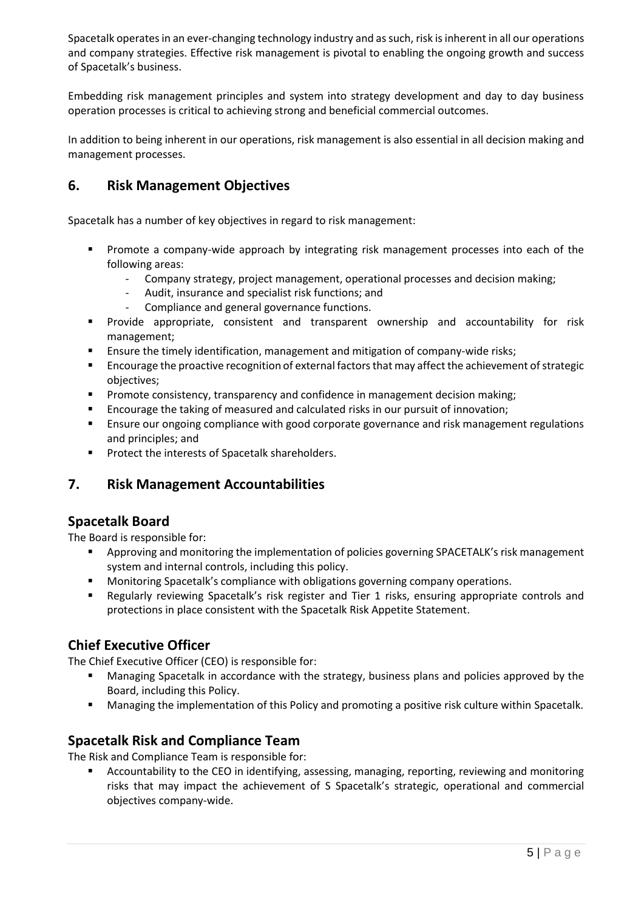Spacetalk operates in an ever-changing technology industry and as such, risk is inherent in all our operations and company strategies. Effective risk management is pivotal to enabling the ongoing growth and success of Spacetalk's business.

Embedding risk management principles and system into strategy development and day to day business operation processes is critical to achieving strong and beneficial commercial outcomes.

In addition to being inherent in our operations, risk management is also essential in all decision making and management processes.

## 6. Risk Management Objectives

Spacetalk has a number of key objectives in regard to risk management:

- Promote a company-wide approach by integrating risk management processes into each of the following areas:
  - Company strategy, project management, operational processes and decision making;
  - Audit, insurance and specialist risk functions; and
  - Compliance and general governance functions.
- Provide appropriate, consistent and transparent ownership and accountability for risk management;
- Ensure the timely identification, management and mitigation of company-wide risks;
- Encourage the proactive recognition of external factors that may affect the achievement of strategic objectives;
- Promote consistency, transparency and confidence in management decision making;
- Encourage the taking of measured and calculated risks in our pursuit of innovation;
- Ensure our ongoing compliance with good corporate governance and risk management regulations and principles; and
- Protect the interests of Spacetalk shareholders.

## 7. Risk Management Accountabilities

### Spacetalk Board

The Board is responsible for:

- Approving and monitoring the implementation of policies governing SPACETALK's risk management system and internal controls, including this policy.
- Monitoring Spacetalk's compliance with obligations governing company operations.
- Regularly reviewing Spacetalk's risk register and Tier 1 risks, ensuring appropriate controls and protections in place consistent with the Spacetalk Risk Appetite Statement.

### Chief Executive Officer

The Chief Executive Officer (CEO) is responsible for:

- Managing Spacetalk in accordance with the strategy, business plans and policies approved by the Board, including this Policy.
- Managing the implementation of this Policy and promoting a positive risk culture within Spacetalk.

### Spacetalk Risk and Compliance Team

The Risk and Compliance Team is responsible for:

- Accountability to the CEO in identifying, assessing, managing, reporting, reviewing and monitoring risks that may impact the achievement of S Spacetalk's strategic, operational and commercial objectives company-wide.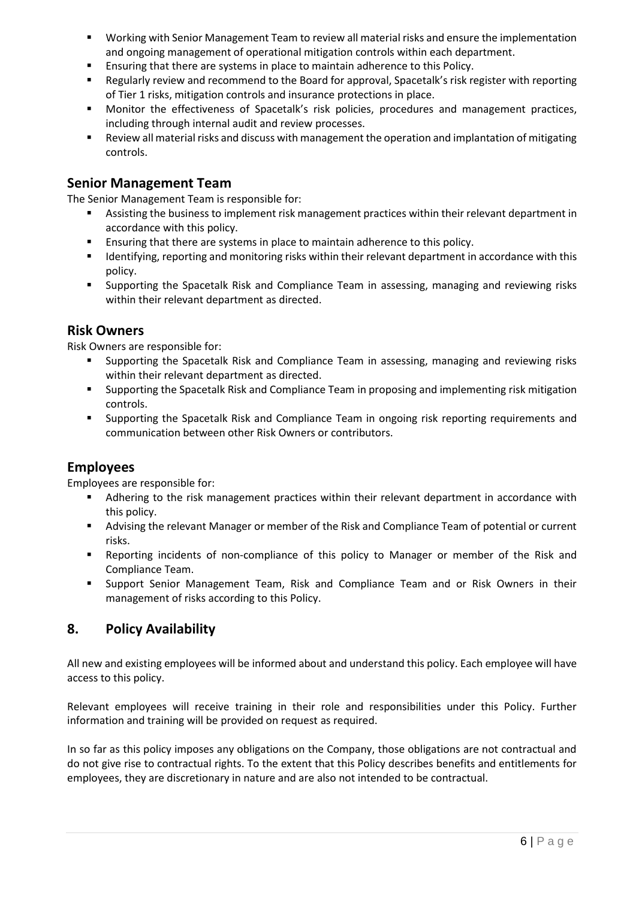- Working with Senior Management Team to review all material risks and ensure the implementation and ongoing management of operational mitigation controls within each department.
- Ensuring that there are systems in place to maintain adherence to this Policy.
- Regularly review and recommend to the Board for approval, Spacetalk's risk register with reporting of Tier 1 risks, mitigation controls and insurance protections in place.
- Monitor the effectiveness of Spacetalk's risk policies, procedures and management practices, including through internal audit and review processes.
- Review all material risks and discuss with management the operation and implantation of mitigating controls.

### Senior Management Team

The Senior Management Team is responsible for:

- Assisting the business to implement risk management practices within their relevant department in accordance with this policy.
- Ensuring that there are systems in place to maintain adherence to this policy.
- Identifying, reporting and monitoring risks within their relevant department in accordance with this policy.
- Supporting the Spacetalk Risk and Compliance Team in assessing, managing and reviewing risks within their relevant department as directed.

### Risk Owners

Risk Owners are responsible for:

- Supporting the Spacetalk Risk and Compliance Team in assessing, managing and reviewing risks within their relevant department as directed.
- Supporting the Spacetalk Risk and Compliance Team in proposing and implementing risk mitigation controls.
- Supporting the Spacetalk Risk and Compliance Team in ongoing risk reporting requirements and communication between other Risk Owners or contributors.

### Employees

Employees are responsible for:

- Adhering to the risk management practices within their relevant department in accordance with this policy.
- Advising the relevant Manager or member of the Risk and Compliance Team of potential or current risks.
- Reporting incidents of non-compliance of this policy to Manager or member of the Risk and Compliance Team.
- Support Senior Management Team, Risk and Compliance Team and or Risk Owners in their management of risks according to this Policy.

## 8. Policy Availability

All new and existing employees will be informed about and understand this policy. Each employee will have access to this policy.

Relevant employees will receive training in their role and responsibilities under this Policy. Further information and training will be provided on request as required.

In so far as this policy imposes any obligations on the Company, those obligations are not contractual and do not give rise to contractual rights. To the extent that this Policy describes benefits and entitlements for employees, they are discretionary in nature and are also not intended to be contractual.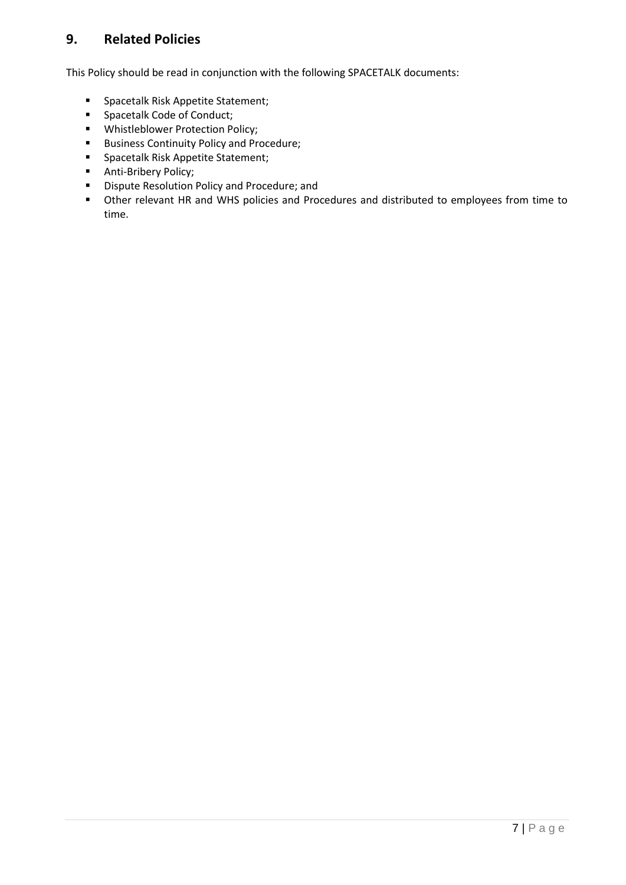## 9. Related Policies

This Policy should be read in conjunction with the following SPACETALK documents:

- Spacetalk Risk Appetite Statement;
- Spacetalk Code of Conduct;
- Whistleblower Protection Policy;
- Business Continuity Policy and Procedure;
- Spacetalk Risk Appetite Statement;
- Anti-Bribery Policy;
- Dispute Resolution Policy and Procedure; and
- Other relevant HR and WHS policies and Procedures and distributed to employees from time to time.